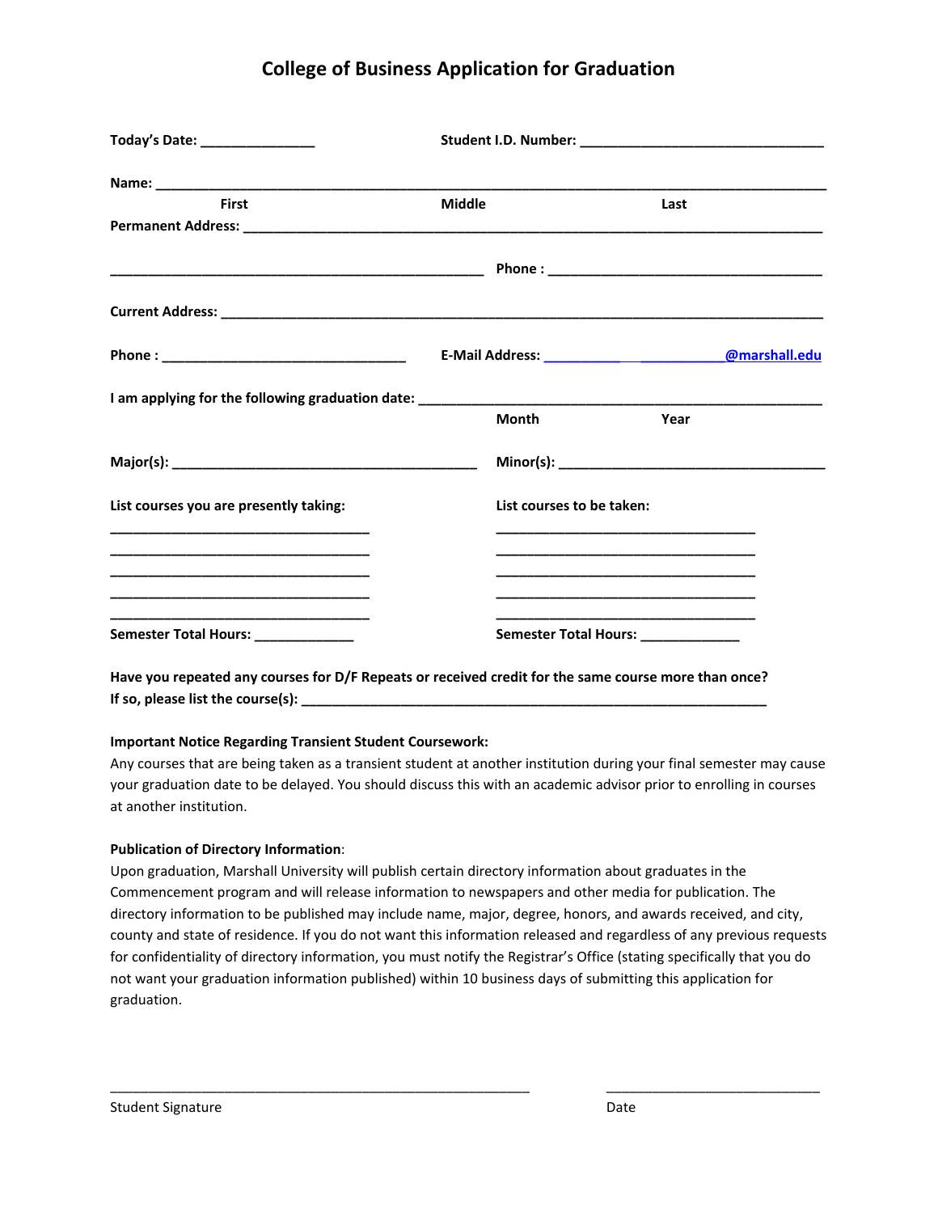# College of Business Application for Graduation

**Today's Date:** _______________ **Student I.D. Number:** _______________________________

**Name:** ___________________________________________________________________________

**First** **Middle** **Last**

**Permanent Address:** ____________________________________________________________

_______________________________________________ **Phone :** ___________________________________

**Current Address:** _______________________________________________________________

**Phone :** _________________________________ **E-Mail Address:** __________ __________@marshall.edu

**I am applying for the following graduation date:** ______________________________________

**Month** **Year**

**Major(s):** ________________________________________ **Minor(s):** ___________________________________

**List courses you are presently taking:**

_________________________________

_________________________________

_________________________________

_________________________________

_________________________________

**Semester Total Hours:** _____________

**List courses to be taken:**

_________________________________

_________________________________

_________________________________

_________________________________

_________________________________

**Semester Total Hours:** _____________

**Have you repeated any courses for D/F Repeats or received credit for the same course more than once? If so, please list the course(s):** _________________________________________________________________

**Important Notice Regarding Transient Student Coursework:**
Any courses that are being taken as a transient student at another institution during your final semester may cause your graduation date to be delayed. You should discuss this with an academic advisor prior to enrolling in courses at another institution.

**Publication of Directory Information**:
Upon graduation, Marshall University will publish certain directory information about graduates in the Commencement program and will release information to newspapers and other media for publication. The directory information to be published may include name, major, degree, honors, and awards received, and city, county and state of residence. If you do not want this information released and regardless of any previous requests for confidentiality of directory information, you must notify the Registrar's Office (stating specifically that you do not want your graduation information published) within 10 business days of submitting this application for graduation.

_______________________________________________________ _____________________________

Student Signature Date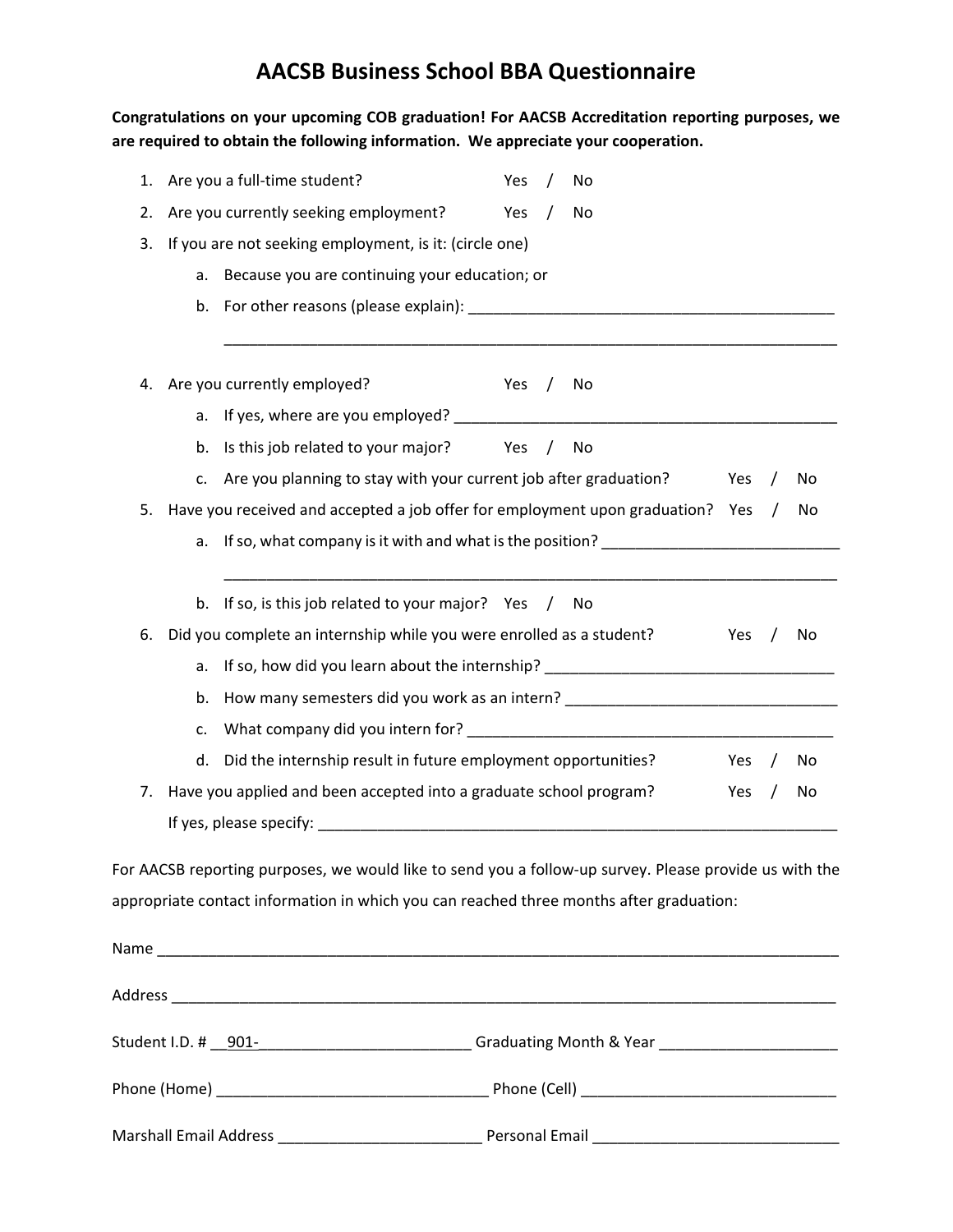# AACSB Business School BBA Questionnaire

**Congratulations on your upcoming COB graduation! For AACSB Accreditation reporting purposes, we are required to obtain the following information. We appreciate your cooperation.**

1. Are you a full-time student? Yes / No
2. Are you currently seeking employment? Yes / No
3. If you are not seeking employment, is it: (circle one)
   a. Because you are continuing your education; or
   b. For other reasons (please explain): ____________________________________________

   ________________________________________________________________________
4. Are you currently employed? Yes / No
   a. If yes, where are you employed? ______________________________________________
   b. Is this job related to your major? Yes / No
   c. Are you planning to stay with your current job after graduation? Yes / No
5. Have you received and accepted a job offer for employment upon graduation? Yes / No
   a. If so, what company is it with and what is the position? ___________________________

   ________________________________________________________________________
   b. If so, is this job related to your major? Yes / No
6. Did you complete an internship while you were enrolled as a student? Yes / No
   a. If so, how did you learn about the internship? __________________________________
   b. How many semesters did you work as an intern? _________________________________
   c. What company did you intern for? ____________________________________________
   d. Did the internship result in future employment opportunities? Yes / No
7. Have you applied and been accepted into a graduate school program? Yes / No

   If yes, please specify: _______________________________________________________________

For AACSB reporting purposes, we would like to send you a follow-up survey. Please provide us with the appropriate contact information in which you can reached three months after graduation:

Name ___________________________________________________________________________________

Address _________________________________________________________________________________

Student I.D. # __901-_________________________ Graduating Month & Year _____________________

Phone (Home) _______________________________ Phone (Cell) ______________________________

Marshall Email Address ________________________ Personal Email _____________________________